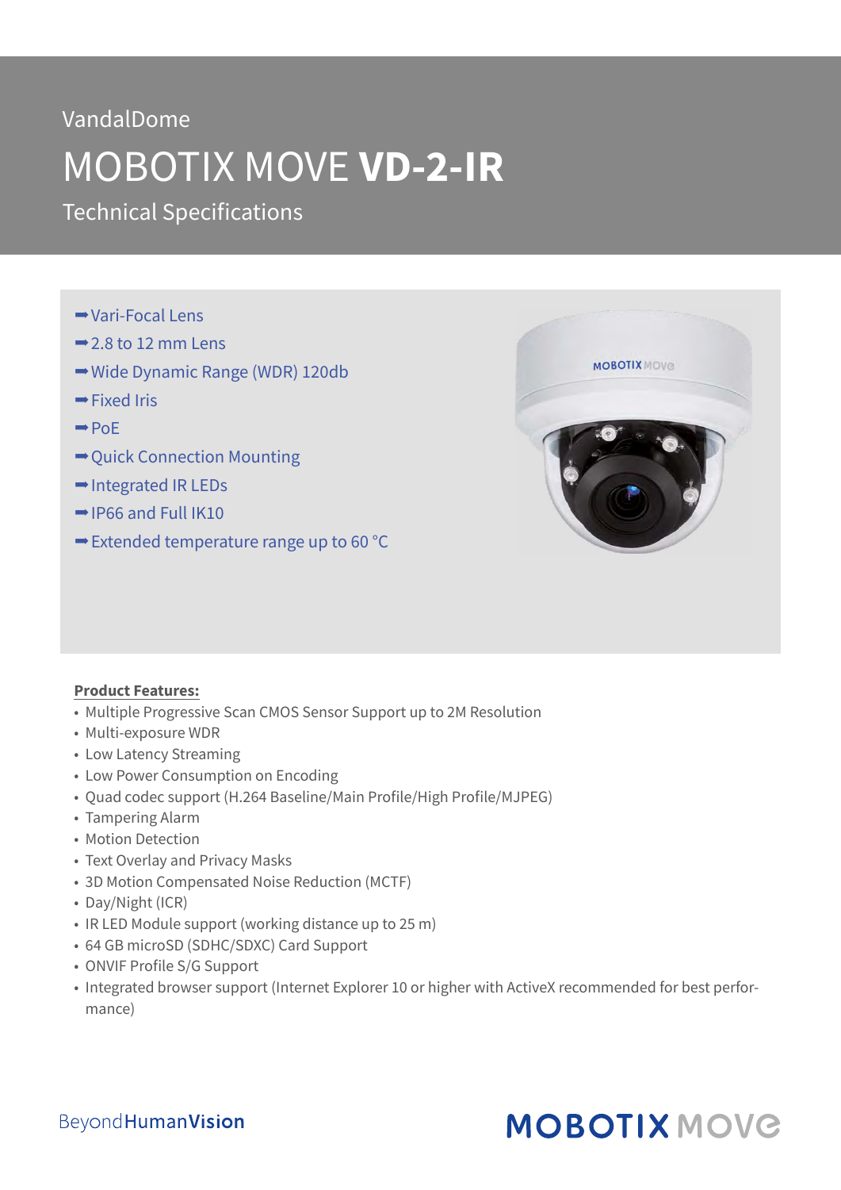VandalDome

# MOBOTIX MOVE **VD-2-IR**

Technical Specifications

- ➡Vari-Focal Lens
- ➡2.8 to 12 mm Lens
- ➡Wide Dynamic Range (WDR) 120db
- ➡Fixed Iris
- ➡PoE
- ➡Quick Connection Mounting
- ➡Integrated IR LEDs
- ➡IP66 and Full IK10
- ➡Extended temperature range up to 60 °C

**Product Features:**

- Multiple Progressive Scan CMOS Sensor Support up to 2M Resolution
- Multi-exposure WDR
- Low Latency Streaming
- Low Power Consumption on Encoding
- Quad codec support (H.264 Baseline/Main Profile/High Profile/MJPEG)
- Tampering Alarm
- Motion Detection
- Text Overlay and Privacy Masks
- 3D Motion Compensated Noise Reduction (MCTF)
- Day/Night (ICR)
- IR LED Module support (working distance up to 25 m)
- 64 GB microSD (SDHC/SDXC) Card Support
- ONVIF Profile S/G Support
- Integrated browser support (Internet Explorer 10 or higher with ActiveX recommended for best performance)

BeyondHumanVision

MOBOTIX MOVE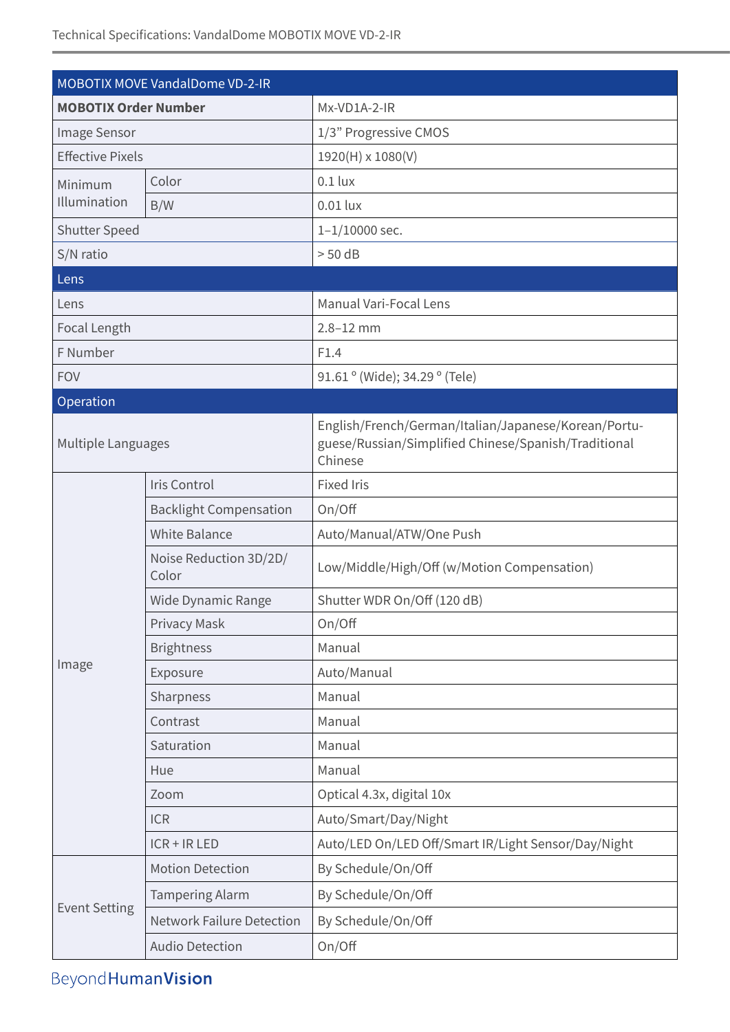| MOBOTIX MOVE VandalDome VD-2-IR | | |
|---|---|---|
| **MOBOTIX Order Number** | | Mx-VD1A-2-IR |
| Image Sensor | | 1/3" Progressive CMOS |
| Effective Pixels | | 1920(H) x 1080(V) |
| Minimum Illumination | Color | 0.1 lux |
| | B/W | 0.01 lux |
| Shutter Speed | | 1–1/10000 sec. |
| S/N ratio | | > 50 dB |
| **Lens** | | |
| Lens | | Manual Vari-Focal Lens |
| Focal Length | | 2.8–12 mm |
| F Number | | F1.4 |
| FOV | | 91.61 ° (Wide); 34.29 ° (Tele) |
| **Operation** | | |
| Multiple Languages | | English/French/German/Italian/Japanese/Korean/Portuguese/Russian/Simplified Chinese/Spanish/Traditional Chinese |
| Image | Iris Control | Fixed Iris |
| | Backlight Compensation | On/Off |
| | White Balance | Auto/Manual/ATW/One Push |
| | Noise Reduction 3D/2D/Color | Low/Middle/High/Off (w/Motion Compensation) |
| | Wide Dynamic Range | Shutter WDR On/Off (120 dB) |
| | Privacy Mask | On/Off |
| | Brightness | Manual |
| | Exposure | Auto/Manual |
| | Sharpness | Manual |
| | Contrast | Manual |
| | Saturation | Manual |
| | Hue | Manual |
| | Zoom | Optical 4.3x, digital 10x |
| | ICR | Auto/Smart/Day/Night |
| | ICR + IR LED | Auto/LED On/LED Off/Smart IR/Light Sensor/Day/Night |
| Event Setting | Motion Detection | By Schedule/On/Off |
| | Tampering Alarm | By Schedule/On/Off |
| | Network Failure Detection | By Schedule/On/Off |
| | Audio Detection | On/Off |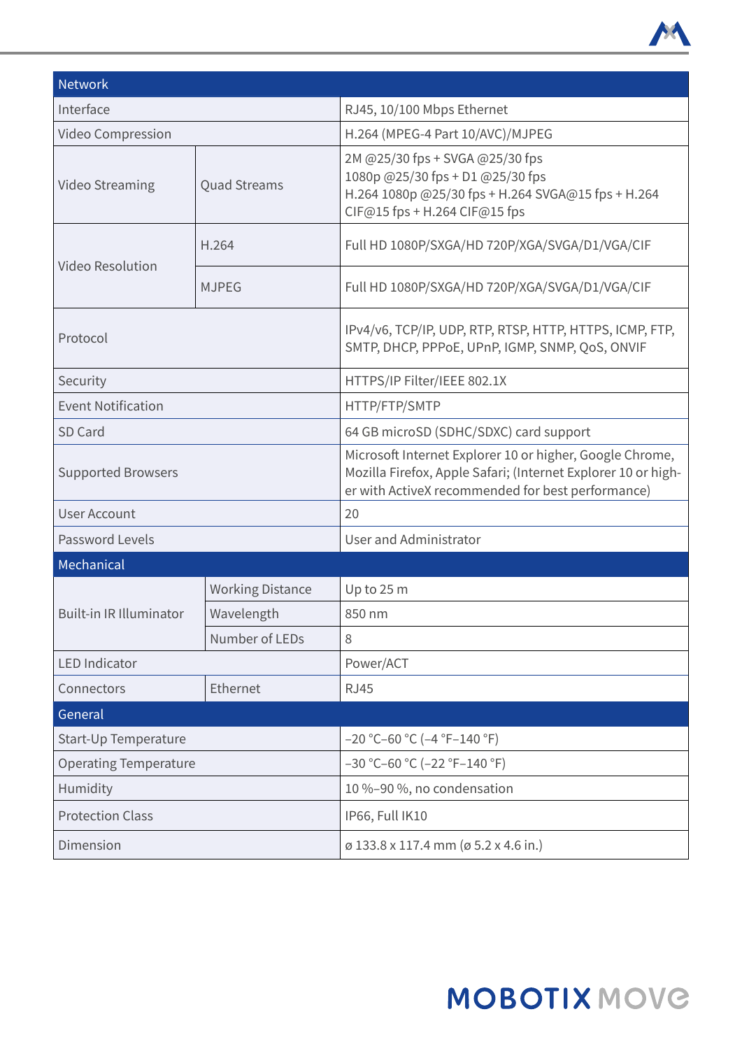| Network | | |
|---|---|---|
| Interface | | RJ45, 10/100 Mbps Ethernet |
| Video Compression | | H.264 (MPEG-4 Part 10/AVC)/MJPEG |
| Video Streaming | Quad Streams | 2M @25/30 fps + SVGA @25/30 fps<br>1080p @25/30 fps + D1 @25/30 fps<br>H.264 1080p @25/30 fps + H.264 SVGA@15 fps + H.264 CIF@15 fps + H.264 CIF@15 fps |
| Video Resolution | H.264 | Full HD 1080P/SXGA/HD 720P/XGA/SVGA/D1/VGA/CIF |
| | MJPEG | Full HD 1080P/SXGA/HD 720P/XGA/SVGA/D1/VGA/CIF |
| Protocol | | IPv4/v6, TCP/IP, UDP, RTP, RTSP, HTTP, HTTPS, ICMP, FTP, SMTP, DHCP, PPPoE, UPnP, IGMP, SNMP, QoS, ONVIF |
| Security | | HTTPS/IP Filter/IEEE 802.1X |
| Event Notification | | HTTP/FTP/SMTP |
| SD Card | | 64 GB microSD (SDHC/SDXC) card support |
| Supported Browsers | | Microsoft Internet Explorer 10 or higher, Google Chrome, Mozilla Firefox, Apple Safari; (Internet Explorer 10 or higher with ActiveX recommended for best performance) |
| User Account | | 20 |
| Password Levels | | User and Administrator |
| **Mechanical** | | |
| Built-in IR Illuminator | Working Distance | Up to 25 m |
| | Wavelength | 850 nm |
| | Number of LEDs | 8 |
| LED Indicator | | Power/ACT |
| Connectors | Ethernet | RJ45 |
| **General** | | |
| Start-Up Temperature | | –20 °C–60 °C (–4 °F–140 °F) |
| Operating Temperature | | –30 °C–60 °C (–22 °F–140 °F) |
| Humidity | | 10 %–90 %, no condensation |
| Protection Class | | IP66, Full IK10 |
| Dimension | | ø 133.8 x 117.4 mm (ø 5.2 x 4.6 in.) |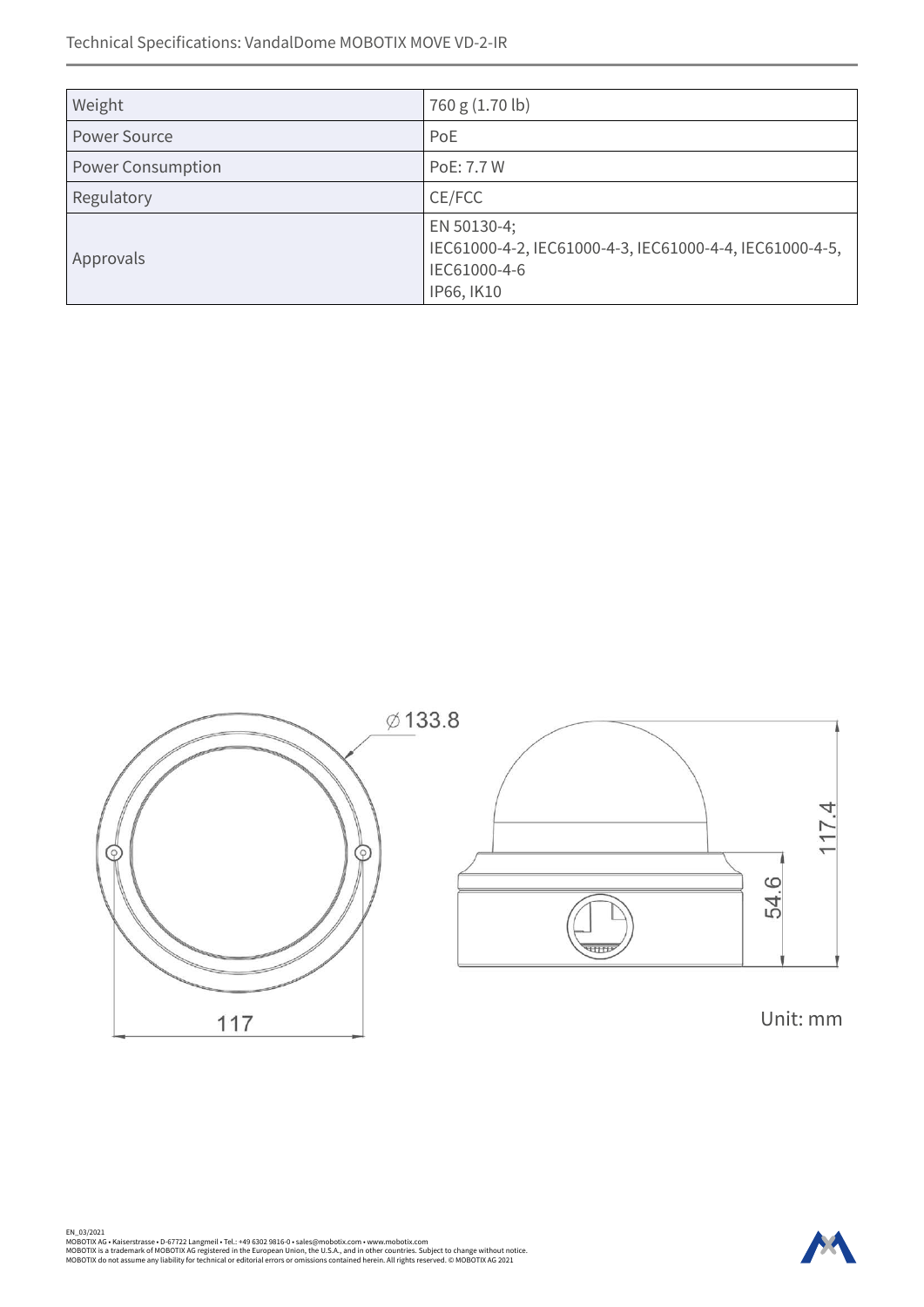| | |
|---|---|
| Weight | 760 g (1.70 lb) |
| Power Source | PoE |
| Power Consumption | PoE: 7.7 W |
| Regulatory | CE/FCC |
| Approvals | EN 50130-4;<br>IEC61000-4-2, IEC61000-4-3, IEC61000-4-4, IEC61000-4-5, IEC61000-4-6<br>IP66, IK10 |

⌀133.8

117.4

54.6

117

Unit: mm

EN_03/2021
MOBOTIX AG • Kaiserstrasse • D-67722 Langmeil • Tel.: +49 6302 9816-0 • sales@mobotix.com • www.mobotix.com
MOBOTIX is a trademark of MOBOTIX AG registered in the European Union, the U.S.A., and in other countries. Subject to change without notice.
MOBOTIX do not assume any liability for technical or editorial errors or omissions contained herein. All rights reserved. © MOBOTIX AG 2021